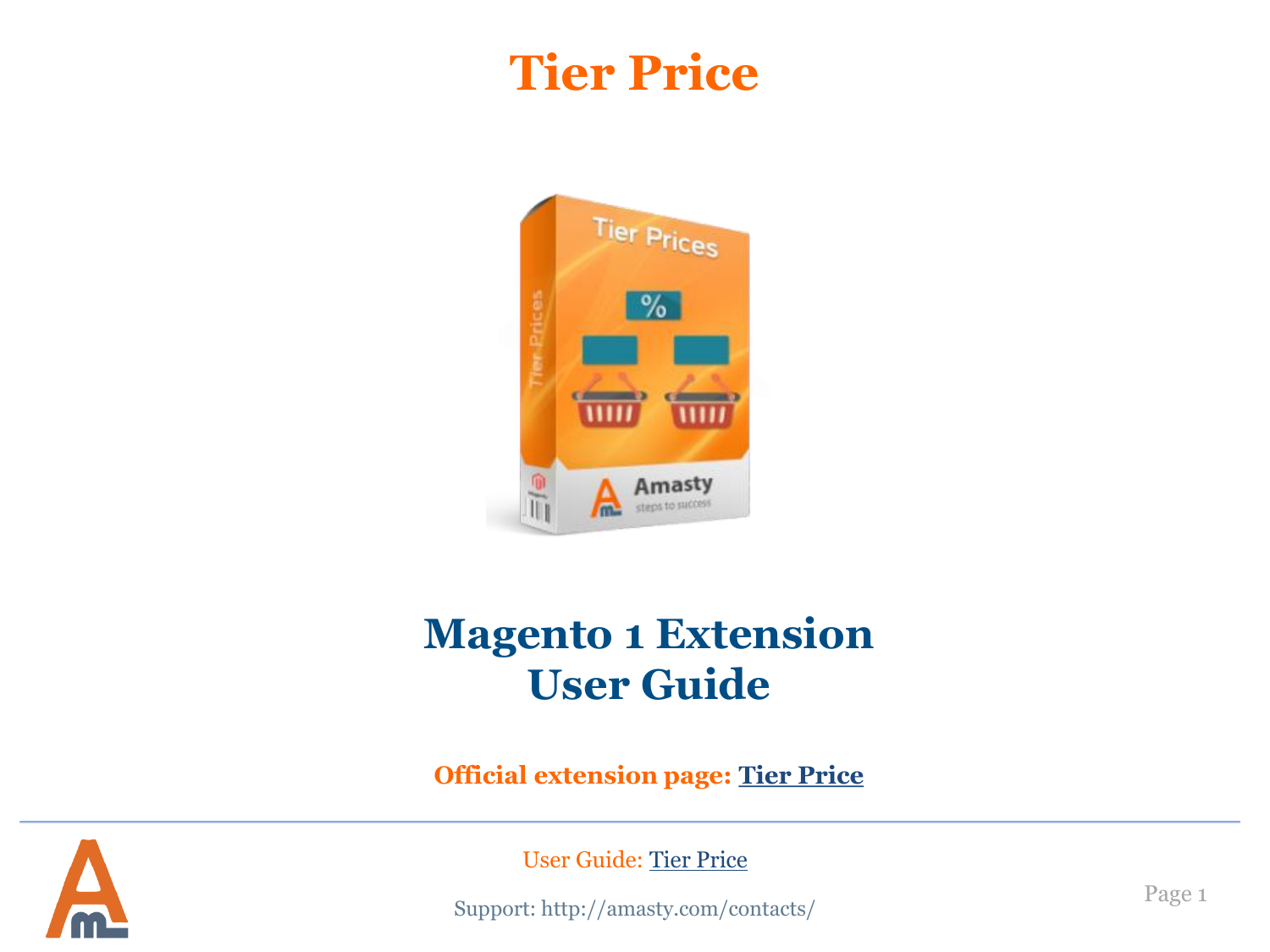# Tier Price

# Magento 1 Extension User Guide

**Official extension page: [Tier Price]()**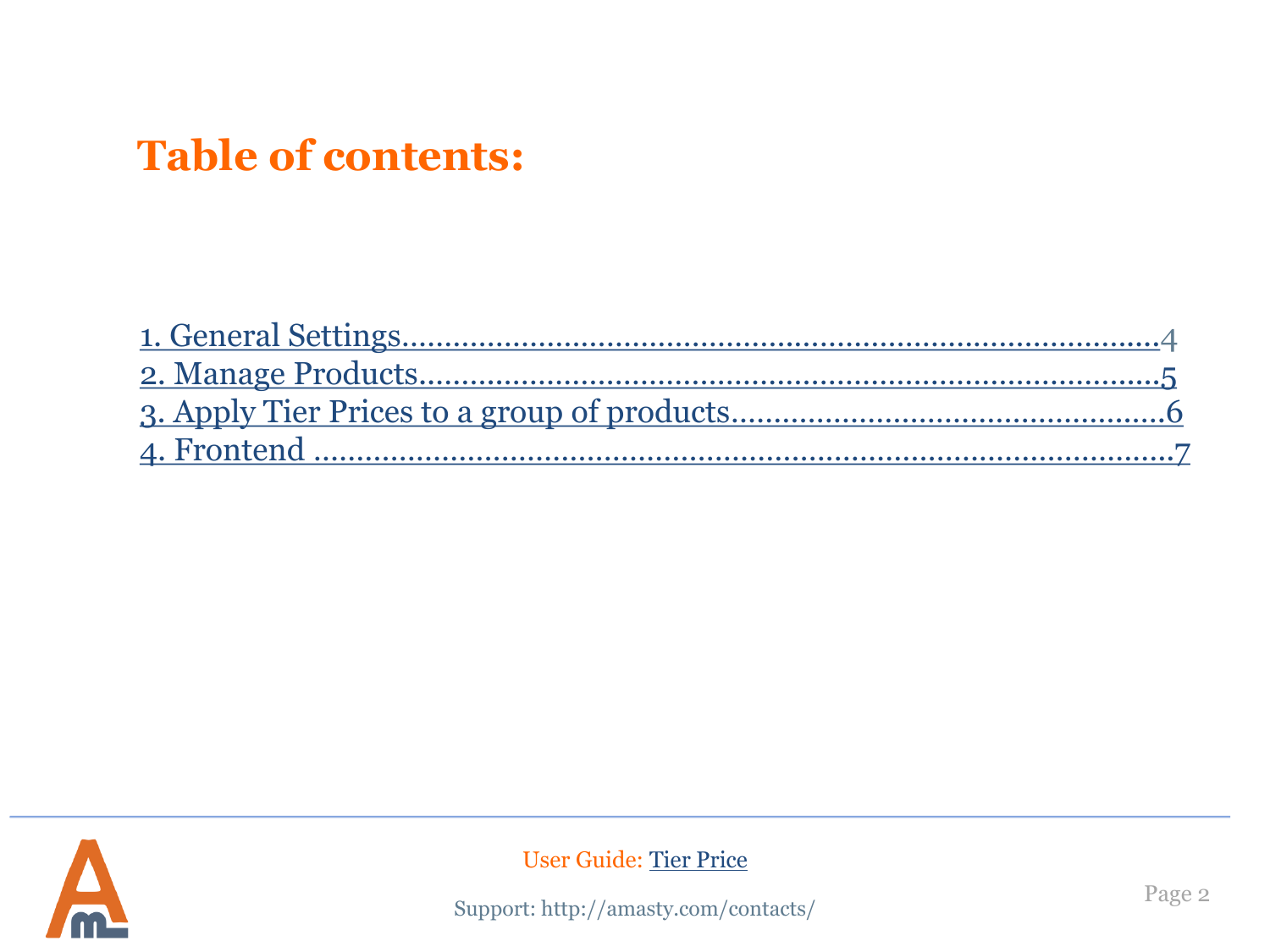# Table of contents:

1. General Settings........................................................................................4
2. Manage Products.........................................................................................5
3. Apply Tier Prices to a group of products..................................................6
4. Frontend ........................................................................................................7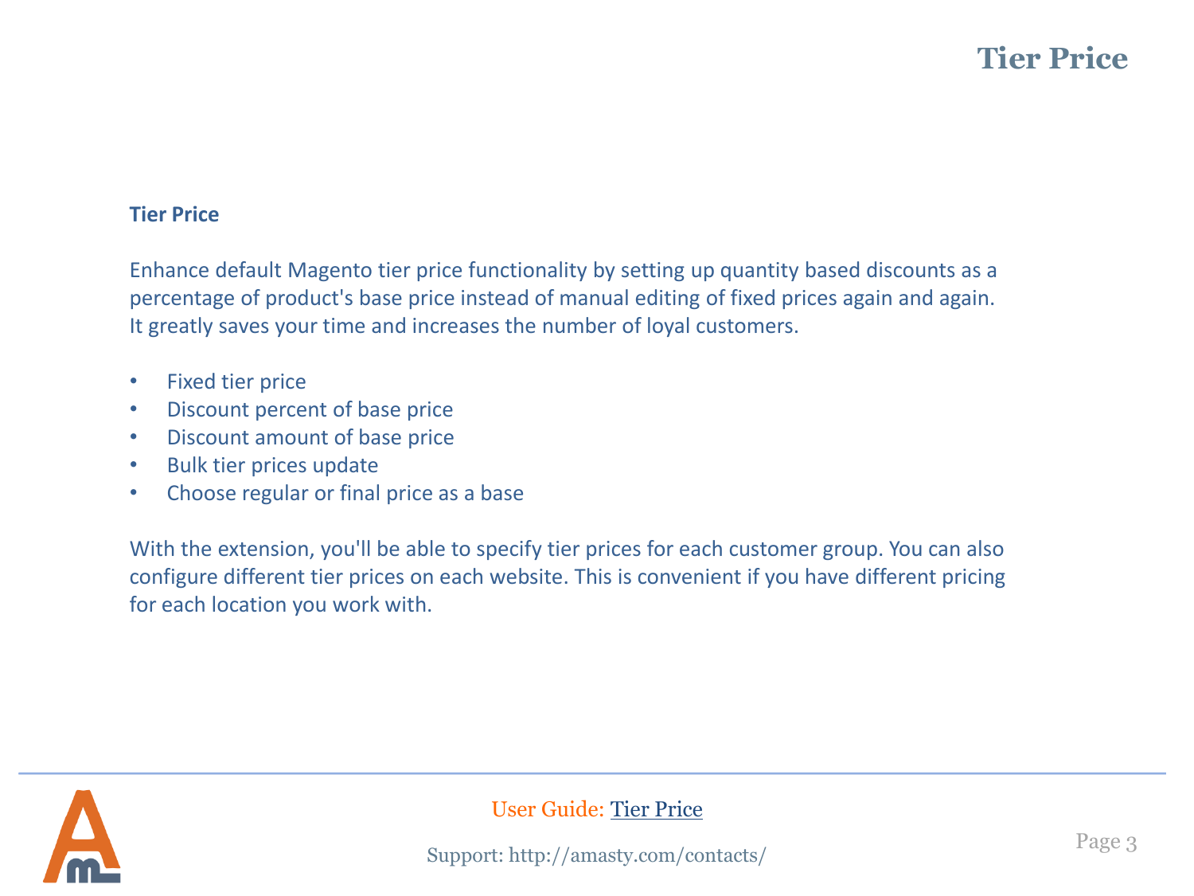## Tier Price

Enhance default Magento tier price functionality by setting up quantity based discounts as a percentage of product's base price instead of manual editing of fixed prices again and again. It greatly saves your time and increases the number of loyal customers.

- Fixed tier price
- Discount percent of base price
- Discount amount of base price
- Bulk tier prices update
- Choose regular or final price as a base

With the extension, you'll be able to specify tier prices for each customer group. You can also configure different tier prices on each website. This is convenient if you have different pricing for each location you work with.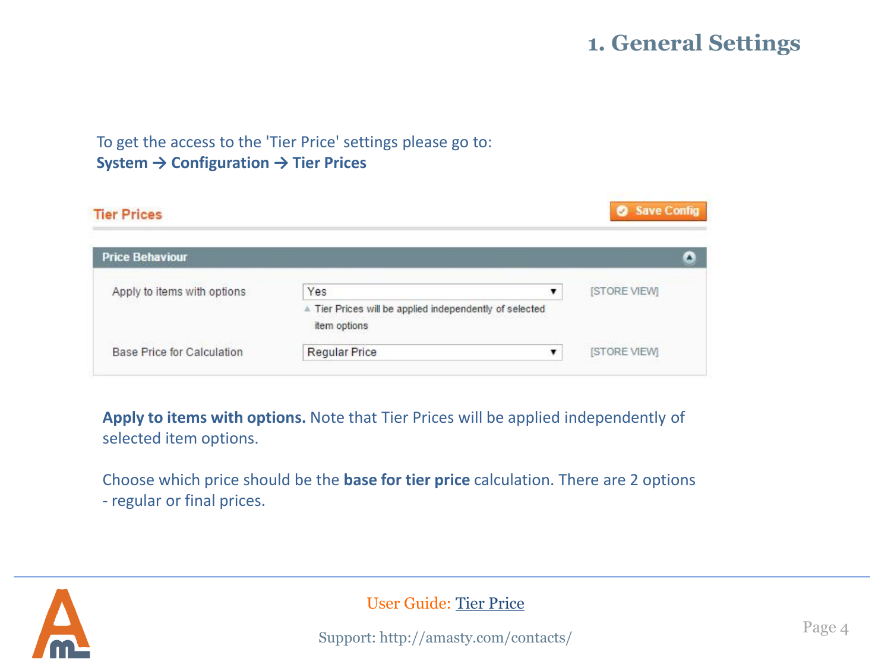# 1. General Settings

To get the access to the 'Tier Price' settings please go to:
**System → Configuration → Tier Prices**

Tier Prices

Save Config

**Price Behaviour**

| | | |
|---|---|---|
| Apply to items with options | Yes<br>Tier Prices will be applied independently of selected item options | [STORE VIEW] |
| Base Price for Calculation | Regular Price | [STORE VIEW] |

**Apply to items with options.** Note that Tier Prices will be applied independently of selected item options.

Choose which price should be the **base for tier price** calculation. There are 2 options - regular or final prices.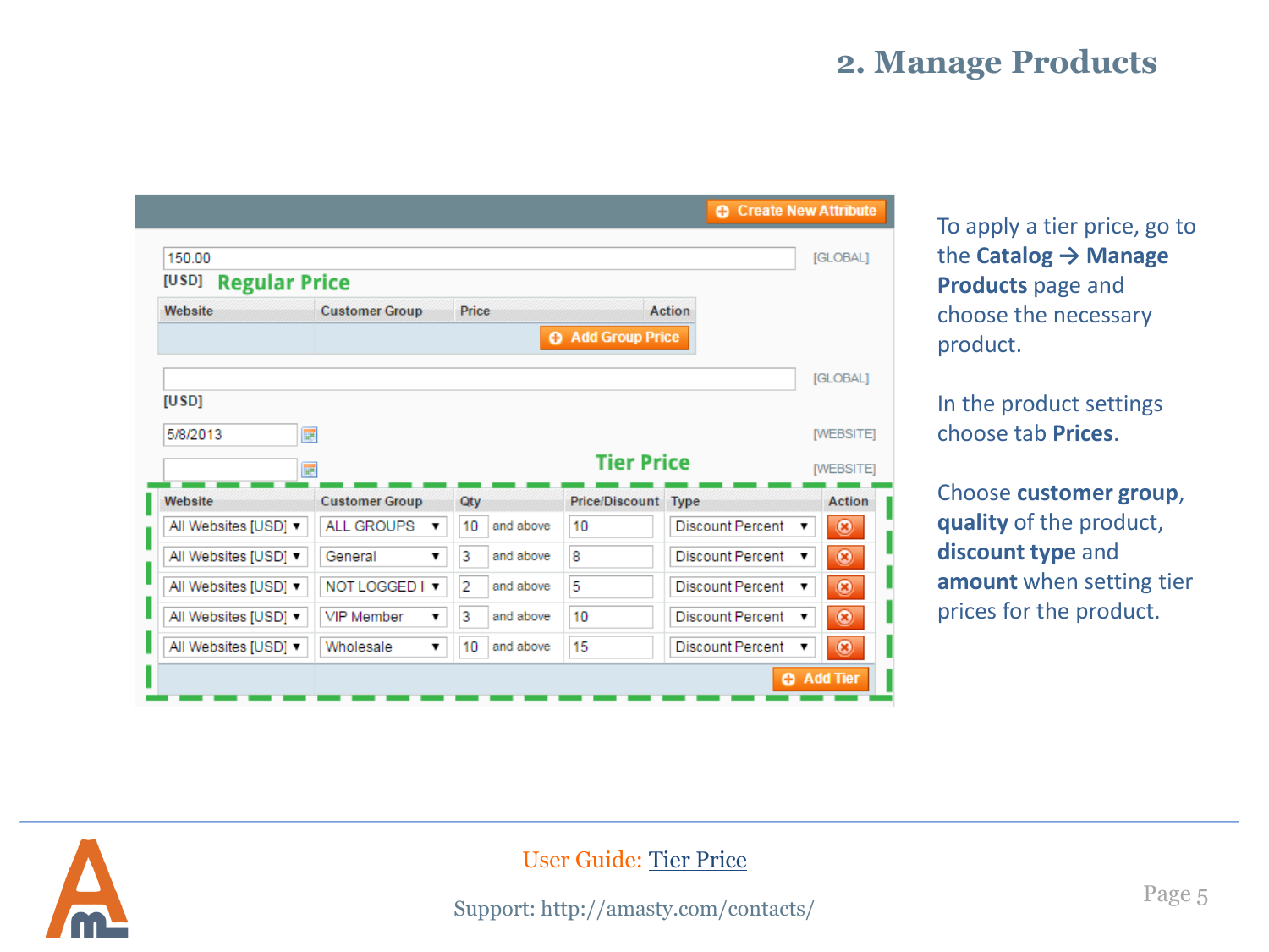# 2. Manage Products

To apply a tier price, go to the **Catalog → Manage Products** page and choose the necessary product.

In the product settings choose tab **Prices**.

Choose **customer group**, **quality** of the product, **discount type** and **amount** when setting tier prices for the product.

User Guide: Tier Price

Support: http://amasty.com/contacts/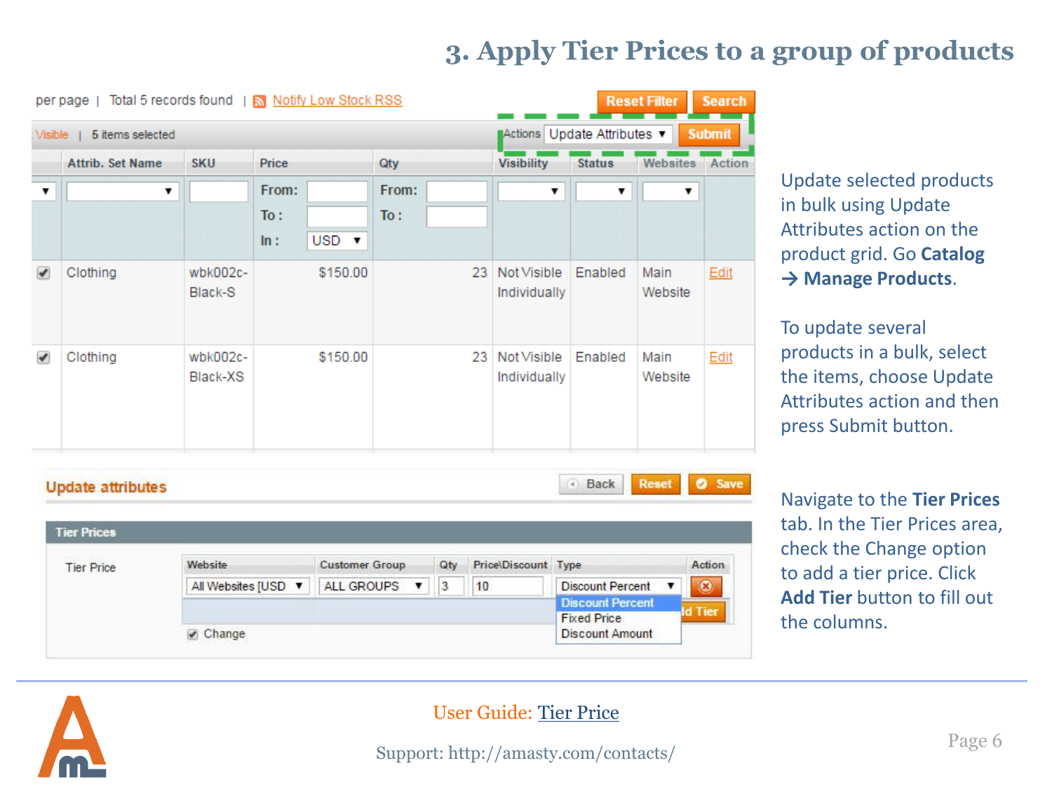# 3. Apply Tier Prices to a group of products

Update selected products in bulk using Update Attributes action on the product grid. Go **Catalog → Manage Products**.

To update several products in a bulk, select the items, choose Update Attributes action and then press Submit button.

Navigate to the **Tier Prices** tab. In the Tier Prices area, check the Change option to add a tier price. Click **Add Tier** button to fill out the columns.

User Guide: Tier Price

Support: http://amasty.com/contacts/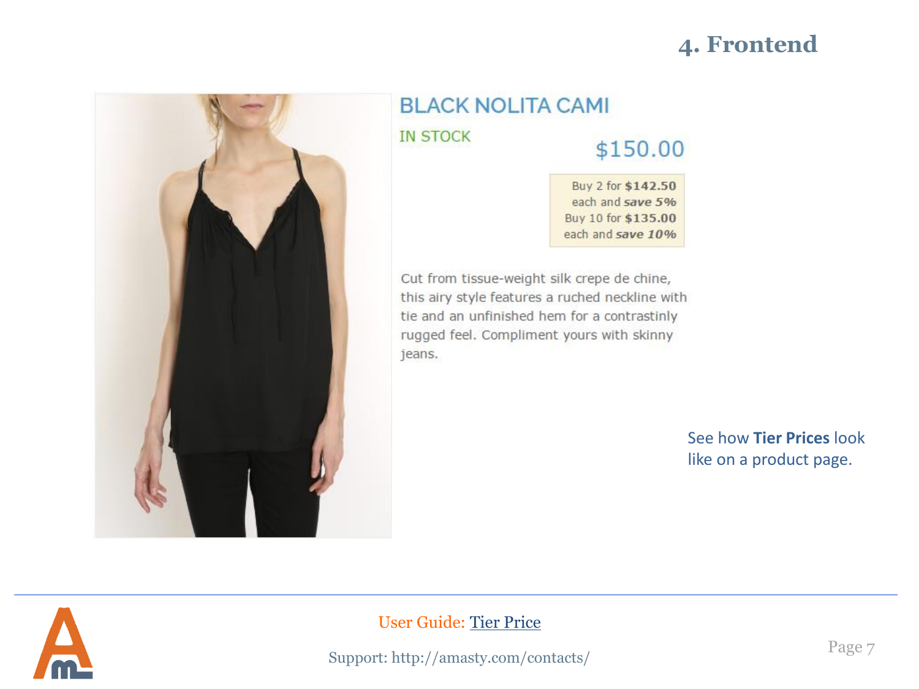# 4. Frontend

BLACK NOLITA CAMI

IN STOCK

$150.00

Buy 2 for **$142.50** each and ***save 5%***
Buy 10 for **$135.00** each and ***save 10%***

Cut from tissue-weight silk crepe de chine, this airy style features a ruched neckline with tie and an unfinished hem for a contrastinly rugged feel. Compliment yours with skinny jeans.

See how **Tier Prices** look like on a product page.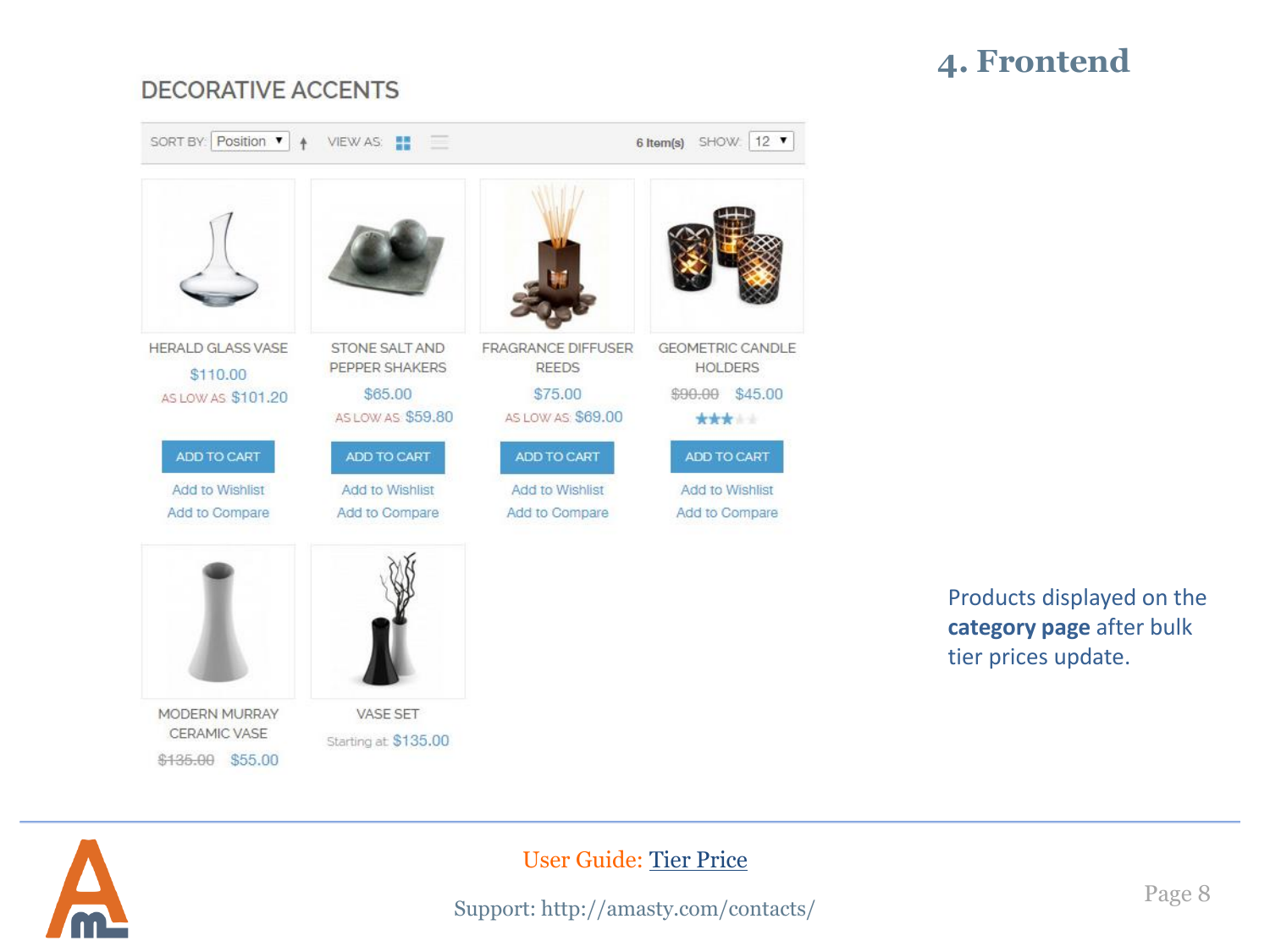## 4. Frontend

DECORATIVE ACCENTS

SORT BY: Position VIEW AS: 6 Item(s) SHOW: 12

HERALD GLASS VASE
$110.00
AS LOW AS $101.20
ADD TO CART
Add to Wishlist
Add to Compare

STONE SALT AND PEPPER SHAKERS
$65.00
AS LOW AS $59.80
ADD TO CART
Add to Wishlist
Add to Compare

FRAGRANCE DIFFUSER REEDS
$75.00
AS LOW AS $69.00
ADD TO CART
Add to Wishlist
Add to Compare

GEOMETRIC CANDLE HOLDERS
~~$90.00~~ $45.00
ADD TO CART
Add to Wishlist
Add to Compare

MODERN MURRAY CERAMIC VASE
~~$135.00~~ $55.00

VASE SET
Starting at $135.00

Products displayed on the **category page** after bulk tier prices update.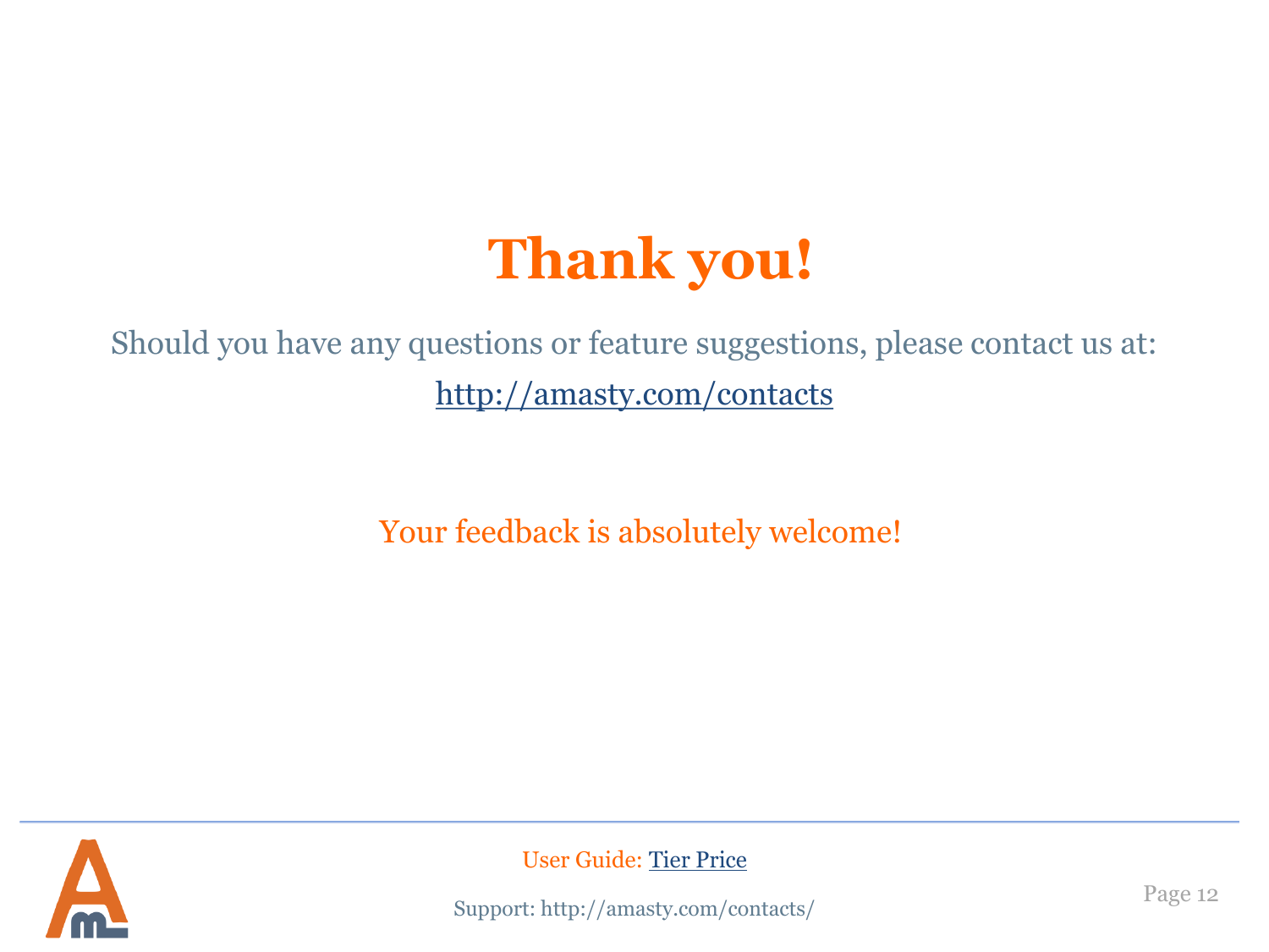# Thank you!

Should you have any questions or feature suggestions, please contact us at:

http://amasty.com/contacts

Your feedback is absolutely welcome!